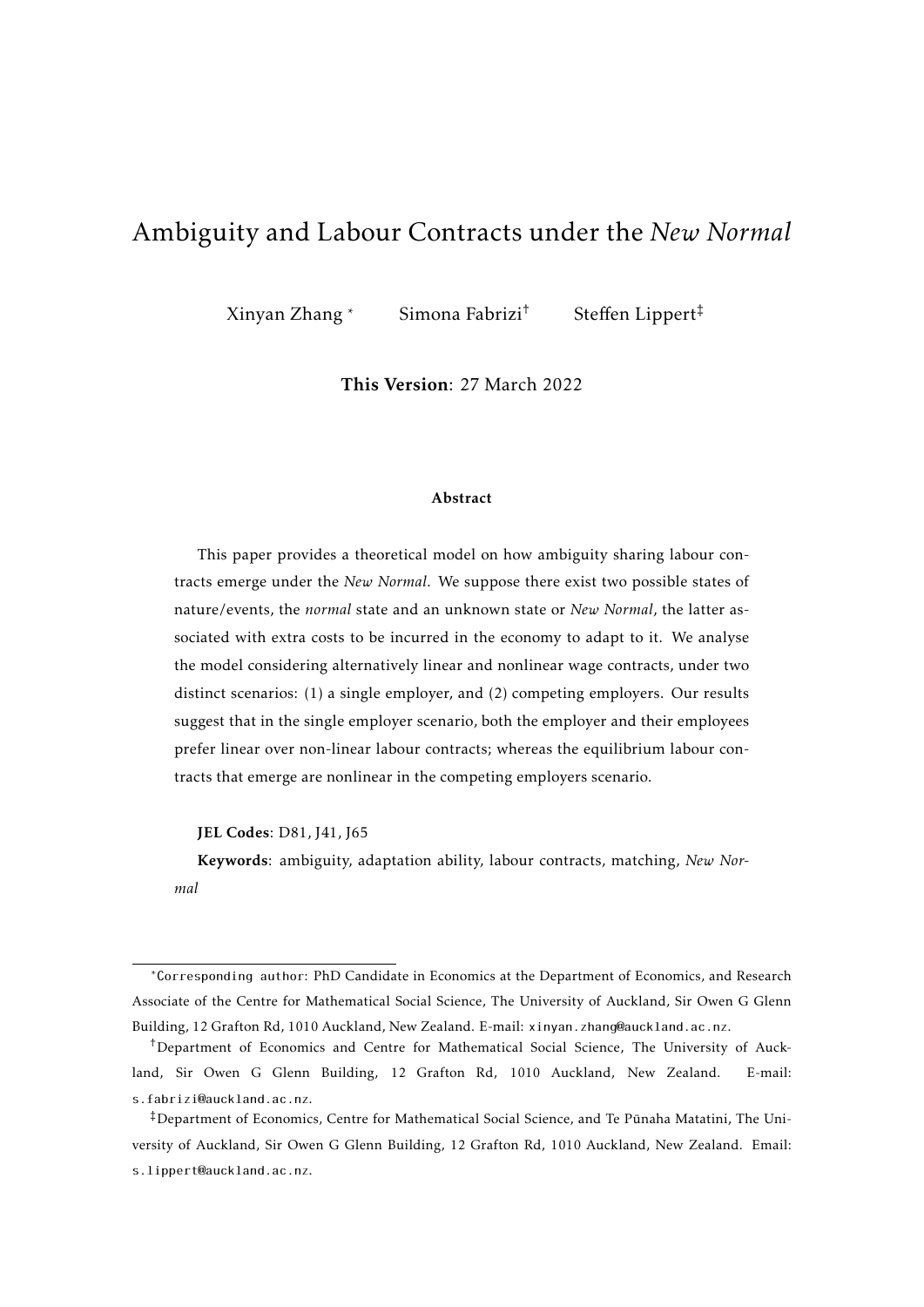# Ambiguity and Labour Contracts under the *New Normal*

Xinyan Zhang [*] Simona Fabrizi [†] Steffen Lippert [‡]

**This Version**: 27 March 2022

### Abstract

This paper provides a theoretical model on how ambiguity sharing labour contracts emerge under the *New Normal*. We suppose there exist two possible states of nature/events, the *normal* state and an unknown state or *New Normal*, the latter associated with extra costs to be incurred in the economy to adapt to it. We analyse the model considering alternatively linear and nonlinear wage contracts, under two distinct scenarios: (1) a single employer, and (2) competing employers. Our results suggest that in the single employer scenario, both the employer and their employees prefer linear over non-linear labour contracts; whereas the equilibrium labour contracts that emerge are nonlinear in the competing employers scenario.

**JEL Codes**: D81, J41, J65

**Keywords**: ambiguity, adaptation ability, labour contracts, matching, *New Normal*

---

[*] Corresponding author: PhD Candidate in Economics at the Department of Economics, and Research Associate of the Centre for Mathematical Social Science, The University of Auckland, Sir Owen G Glenn Building, 12 Grafton Rd, 1010 Auckland, New Zealand. E-mail: xinyan.zhang@auckland.ac.nz.

[†] Department of Economics and Centre for Mathematical Social Science, The University of Auckland, Sir Owen G Glenn Building, 12 Grafton Rd, 1010 Auckland, New Zealand. E-mail: s.fabrizi@auckland.ac.nz.

[‡] Department of Economics, Centre for Mathematical Social Science, and Te Pūnaha Matatini, The University of Auckland, Sir Owen G Glenn Building, 12 Grafton Rd, 1010 Auckland, New Zealand. Email: s.lippert@auckland.ac.nz.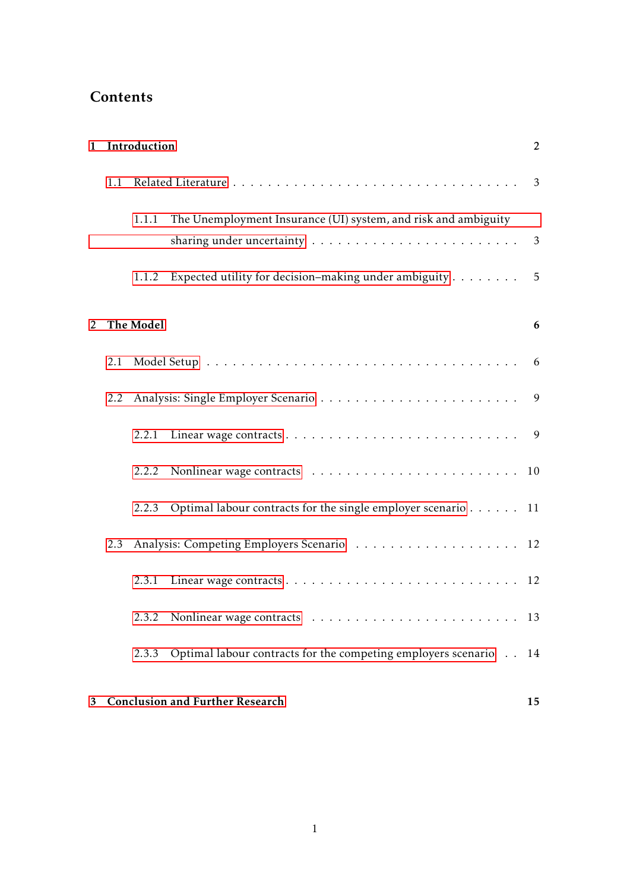# Contents

**1 Introduction** — 2

- 1.1 Related Literature — 3
  - 1.1.1 The Unemployment Insurance (UI) system, and risk and ambiguity sharing under uncertainty — 3
  - 1.1.2 Expected utility for decision–making under ambiguity — 5

**2 The Model** — 6

- 2.1 Model Setup — 6
- 2.2 Analysis: Single Employer Scenario — 9
  - 2.2.1 Linear wage contracts — 9
  - 2.2.2 Nonlinear wage contracts — 10
  - 2.2.3 Optimal labour contracts for the single employer scenario — 11
- 2.3 Analysis: Competing Employers Scenario — 12
  - 2.3.1 Linear wage contracts — 12
  - 2.3.2 Nonlinear wage contracts — 13
  - 2.3.3 Optimal labour contracts for the competing employers scenario — 14

**3 Conclusion and Further Research** — 15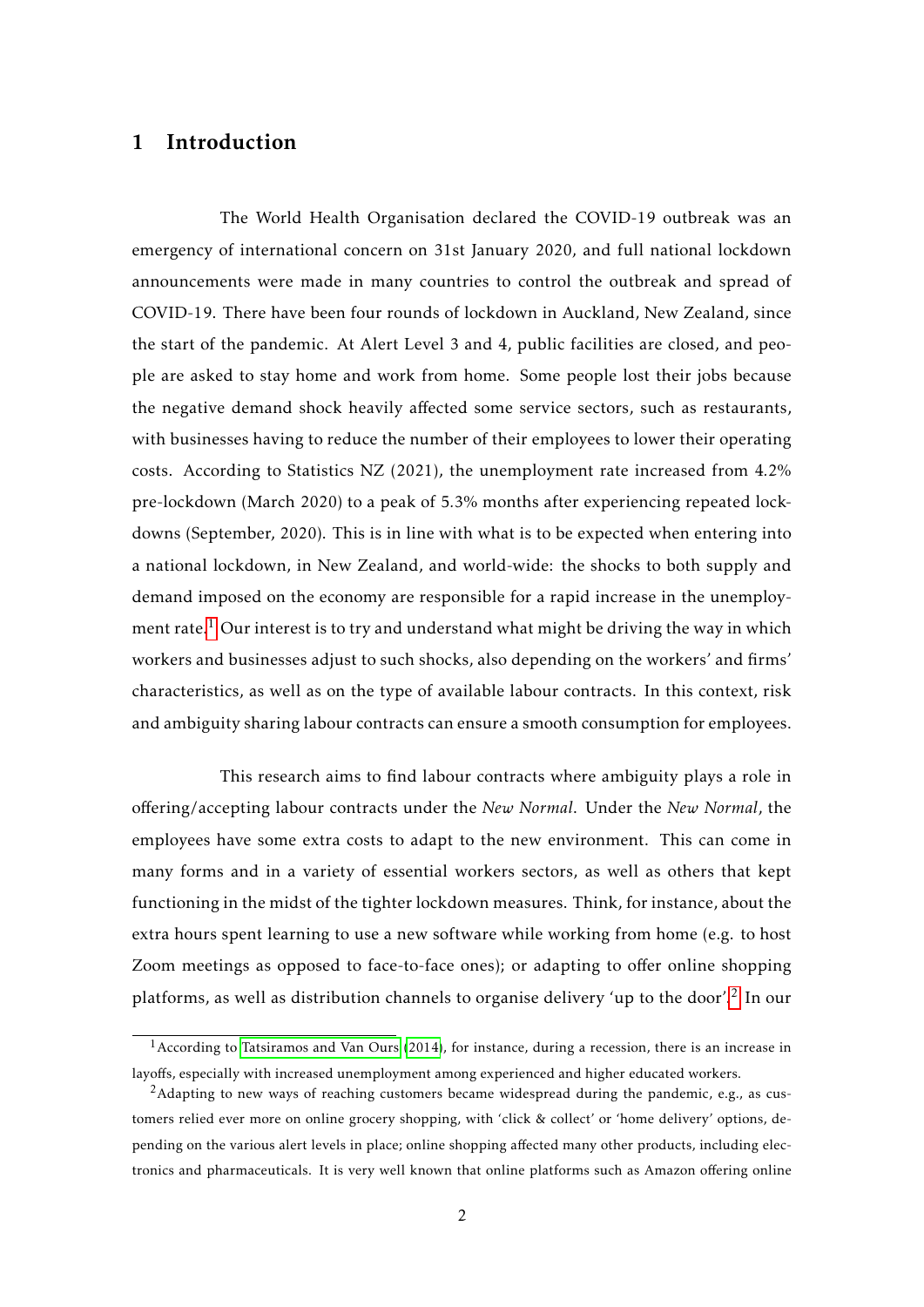## 1 Introduction

The World Health Organisation declared the COVID-19 outbreak was an emergency of international concern on 31st January 2020, and full national lockdown announcements were made in many countries to control the outbreak and spread of COVID-19. There have been four rounds of lockdown in Auckland, New Zealand, since the start of the pandemic. At Alert Level 3 and 4, public facilities are closed, and people are asked to stay home and work from home. Some people lost their jobs because the negative demand shock heavily affected some service sectors, such as restaurants, with businesses having to reduce the number of their employees to lower their operating costs. According to Statistics NZ (2021), the unemployment rate increased from 4.2% pre-lockdown (March 2020) to a peak of 5.3% months after experiencing repeated lockdowns (September, 2020). This is in line with what is to be expected when entering into a national lockdown, in New Zealand, and world-wide: the shocks to both supply and demand imposed on the economy are responsible for a rapid increase in the unemployment rate.[1] Our interest is to try and understand what might be driving the way in which workers and businesses adjust to such shocks, also depending on the workers' and firms' characteristics, as well as on the type of available labour contracts. In this context, risk and ambiguity sharing labour contracts can ensure a smooth consumption for employees.

This research aims to find labour contracts where ambiguity plays a role in offering/accepting labour contracts under the *New Normal*. Under the *New Normal*, the employees have some extra costs to adapt to the new environment. This can come in many forms and in a variety of essential workers sectors, as well as others that kept functioning in the midst of the tighter lockdown measures. Think, for instance, about the extra hours spent learning to use a new software while working from home (e.g. to host Zoom meetings as opposed to face-to-face ones); or adapting to offer online shopping platforms, as well as distribution channels to organise delivery 'up to the door'.[2] In our

[1] According to Tatsiramos and Van Ours (2014), for instance, during a recession, there is an increase in layoffs, especially with increased unemployment among experienced and higher educated workers.

[2] Adapting to new ways of reaching customers became widespread during the pandemic, e.g., as customers relied ever more on online grocery shopping, with 'click & collect' or 'home delivery' options, depending on the various alert levels in place; online shopping affected many other products, including electronics and pharmaceuticals. It is very well known that online platforms such as Amazon offering online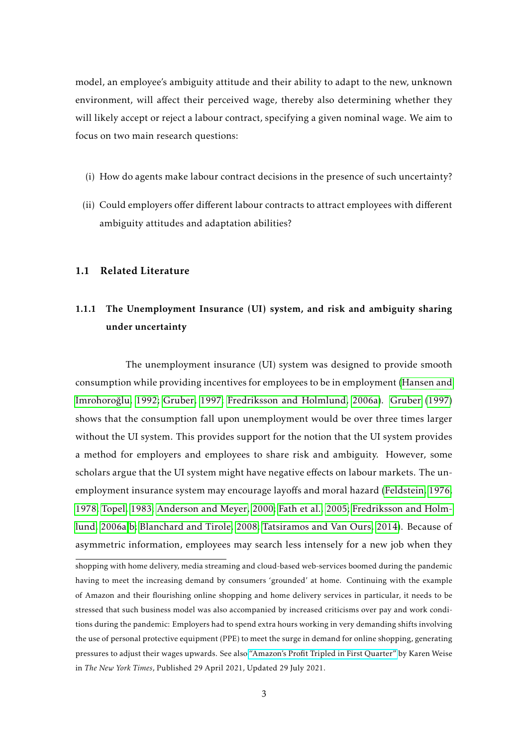model, an employee's ambiguity attitude and their ability to adapt to the new, unknown environment, will affect their perceived wage, thereby also determining whether they will likely accept or reject a labour contract, specifying a given nominal wage. We aim to focus on two main research questions:

(i) How do agents make labour contract decisions in the presence of such uncertainty?

(ii) Could employers offer different labour contracts to attract employees with different ambiguity attitudes and adaptation abilities?

## 1.1 Related Literature

### 1.1.1 The Unemployment Insurance (UI) system, and risk and ambiguity sharing under uncertainty

The unemployment insurance (UI) system was designed to provide smooth consumption while providing incentives for employees to be in employment (Hansen and İmrohoroğlu, 1992; Gruber, 1997; Fredriksson and Holmlund, 2006a). Gruber (1997) shows that the consumption fall upon unemployment would be over three times larger without the UI system. This provides support for the notion that the UI system provides a method for employers and employees to share risk and ambiguity. However, some scholars argue that the UI system might have negative effects on labour markets. The unemployment insurance system may encourage layoffs and moral hazard (Feldstein, 1976, 1978; Topel, 1983; Anderson and Meyer, 2000; Fath et al., 2005; Fredriksson and Holmlund, 2006a,b; Blanchard and Tirole, 2008; Tatsiramos and Van Ours, 2014). Because of asymmetric information, employees may search less intensely for a new job when they

shopping with home delivery, media streaming and cloud-based web-services boomed during the pandemic having to meet the increasing demand by consumers 'grounded' at home. Continuing with the example of Amazon and their flourishing online shopping and home delivery services in particular, it needs to be stressed that such business model was also accompanied by increased criticisms over pay and work conditions during the pandemic: Employers had to spend extra hours working in very demanding shifts involving the use of personal protective equipment (PPE) to meet the surge in demand for online shopping, generating pressures to adjust their wages upwards. See also "Amazon's Profit Tripled in First Quarter" by Karen Weise in *The New York Times*, Published 29 April 2021, Updated 29 July 2021.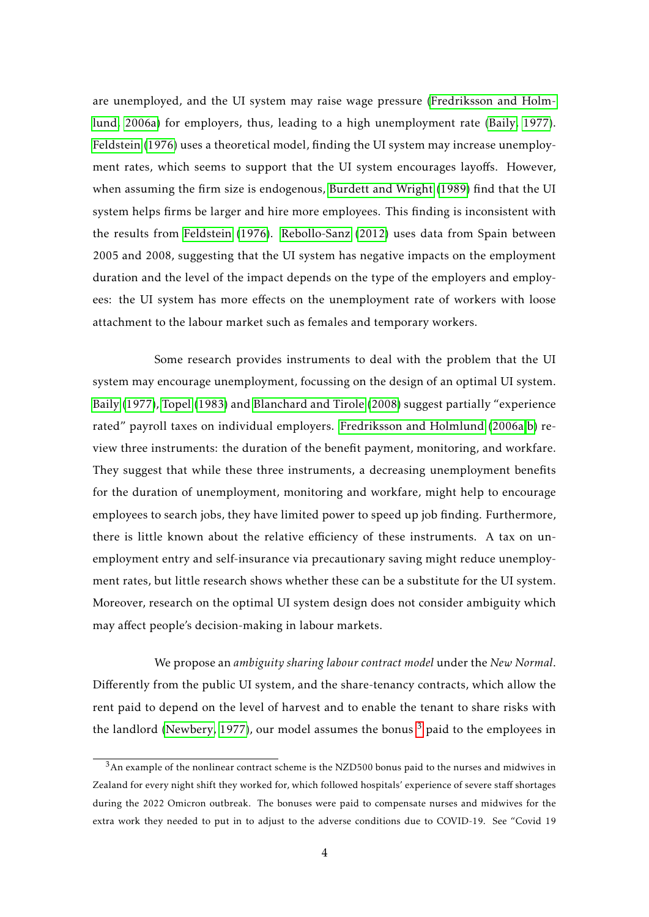are unemployed, and the UI system may raise wage pressure (Fredriksson and Holmlund, 2006a) for employers, thus, leading to a high unemployment rate (Baily, 1977). Feldstein (1976) uses a theoretical model, finding the UI system may increase unemployment rates, which seems to support that the UI system encourages layoffs. However, when assuming the firm size is endogenous, Burdett and Wright (1989) find that the UI system helps firms be larger and hire more employees. This finding is inconsistent with the results from Feldstein (1976). Rebollo-Sanz (2012) uses data from Spain between 2005 and 2008, suggesting that the UI system has negative impacts on the employment duration and the level of the impact depends on the type of the employers and employees: the UI system has more effects on the unemployment rate of workers with loose attachment to the labour market such as females and temporary workers.

Some research provides instruments to deal with the problem that the UI system may encourage unemployment, focussing on the design of an optimal UI system. Baily (1977), Topel (1983) and Blanchard and Tirole (2008) suggest partially "experience rated" payroll taxes on individual employers. Fredriksson and Holmlund (2006a,b) review three instruments: the duration of the benefit payment, monitoring, and workfare. They suggest that while these three instruments, a decreasing unemployment benefits for the duration of unemployment, monitoring and workfare, might help to encourage employees to search jobs, they have limited power to speed up job finding. Furthermore, there is little known about the relative efficiency of these instruments. A tax on unemployment entry and self-insurance via precautionary saving might reduce unemployment rates, but little research shows whether these can be a substitute for the UI system. Moreover, research on the optimal UI system design does not consider ambiguity which may affect people's decision-making in labour markets.

We propose an *ambiguity sharing labour contract model* under the *New Normal*. Differently from the public UI system, and the share-tenancy contracts, which allow the rent paid to depend on the level of harvest and to enable the tenant to share risks with the landlord (Newbery, 1977), our model assumes the bonus [3] paid to the employees in

[3] An example of the nonlinear contract scheme is the NZD500 bonus paid to the nurses and midwives in Zealand for every night shift they worked for, which followed hospitals' experience of severe staff shortages during the 2022 Omicron outbreak. The bonuses were paid to compensate nurses and midwives for the extra work they needed to put in to adjust to the adverse conditions due to COVID-19. See "Covid 19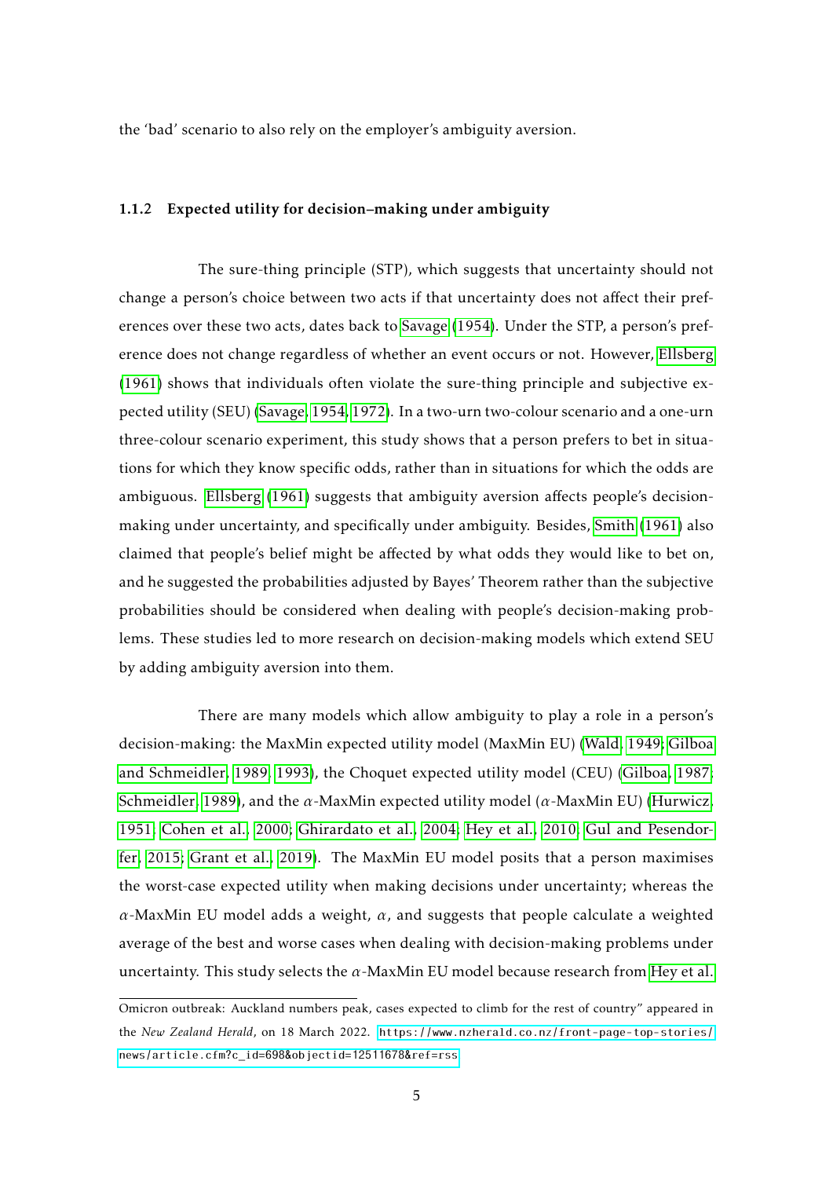the 'bad' scenario to also rely on the employer's ambiguity aversion.

### 1.1.2 Expected utility for decision–making under ambiguity

The sure-thing principle (STP), which suggests that uncertainty should not change a person's choice between two acts if that uncertainty does not affect their preferences over these two acts, dates back to Savage (1954). Under the STP, a person's preference does not change regardless of whether an event occurs or not. However, Ellsberg (1961) shows that individuals often violate the sure-thing principle and subjective expected utility (SEU) (Savage, 1954, 1972). In a two-urn two-colour scenario and a one-urn three-colour scenario experiment, this study shows that a person prefers to bet in situations for which they know specific odds, rather than in situations for which the odds are ambiguous. Ellsberg (1961) suggests that ambiguity aversion affects people's decision-making under uncertainty, and specifically under ambiguity. Besides, Smith (1961) also claimed that people's belief might be affected by what odds they would like to bet on, and he suggested the probabilities adjusted by Bayes' Theorem rather than the subjective probabilities should be considered when dealing with people's decision-making problems. These studies led to more research on decision-making models which extend SEU by adding ambiguity aversion into them.

There are many models which allow ambiguity to play a role in a person's decision-making: the MaxMin expected utility model (MaxMin EU) (Wald, 1949; Gilboa and Schmeidler, 1989, 1993), the Choquet expected utility model (CEU) (Gilboa, 1987; Schmeidler, 1989), and the $\alpha$-MaxMin expected utility model ($\alpha$-MaxMin EU) (Hurwicz, 1951; Cohen et al., 2000; Ghirardato et al., 2004; Hey et al., 2010; Gul and Pesendorfer, 2015; Grant et al., 2019). The MaxMin EU model posits that a person maximises the worst-case expected utility when making decisions under uncertainty; whereas the $\alpha$-MaxMin EU model adds a weight, $\alpha$, and suggests that people calculate a weighted average of the best and worse cases when dealing with decision-making problems under uncertainty. This study selects the $\alpha$-MaxMin EU model because research from Hey et al.

Omicron outbreak: Auckland numbers peak, cases expected to climb for the rest of country" appeared in the *New Zealand Herald*, on 18 March 2022. https://www.nzherald.co.nz/front-page-top-stories/news/article.cfm?c_id=698&objectid=12511678&ref=rss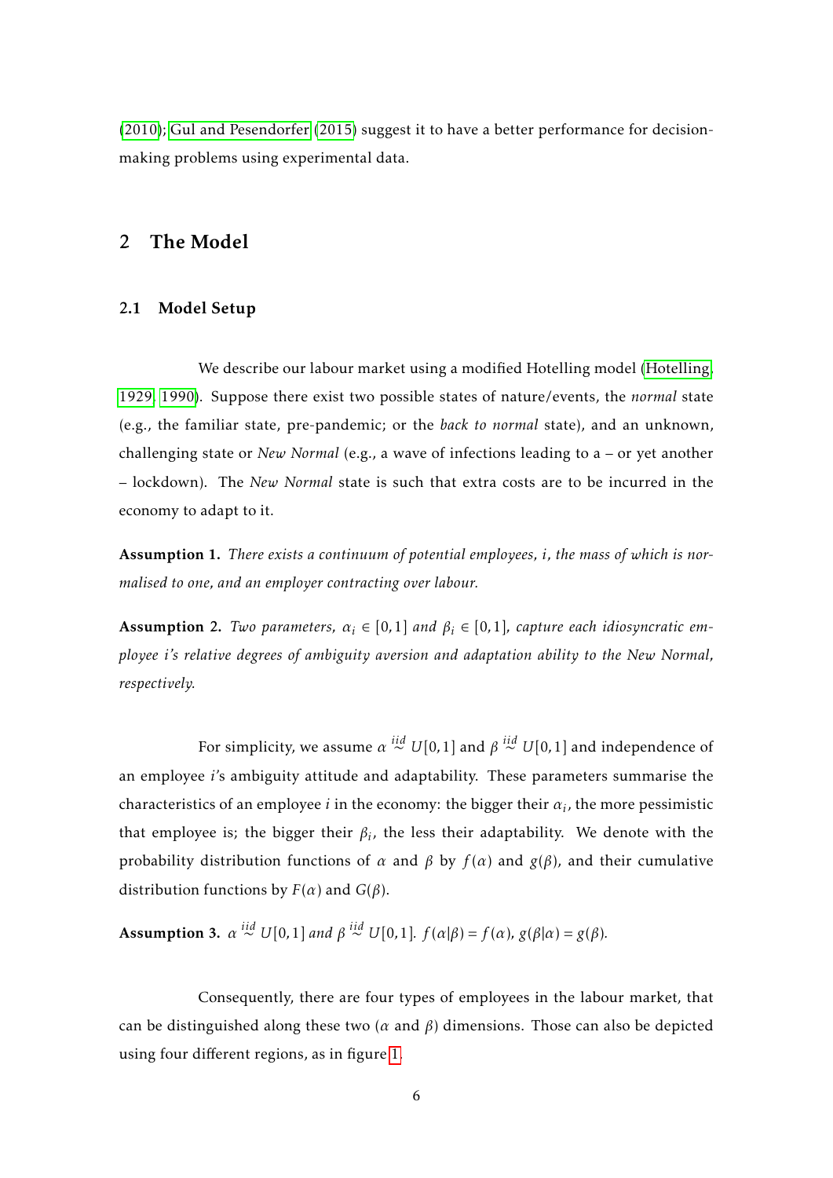(2010); Gul and Pesendorfer (2015) suggest it to have a better performance for decision-making problems using experimental data.

## 2 The Model

### 2.1 Model Setup

We describe our labour market using a modified Hotelling model (Hotelling, 1929, 1990). Suppose there exist two possible states of nature/events, the *normal* state (e.g., the familiar state, pre-pandemic; or the *back to normal* state), and an unknown, challenging state or *New Normal* (e.g., a wave of infections leading to a – or yet another – lockdown). The *New Normal* state is such that extra costs are to be incurred in the economy to adapt to it.

**Assumption 1.** *There exists a continuum of potential employees, $i$, the mass of which is normalised to one, and an employer contracting over labour.*

**Assumption 2.** *Two parameters, $\alpha_i \in [0,1]$ and $\beta_i \in [0,1]$, capture each idiosyncratic employee $i$'s relative degrees of ambiguity aversion and adaptation ability to the New Normal, respectively.*

For simplicity, we assume $\alpha \overset{iid}{\sim} U[0,1]$ and $\beta \overset{iid}{\sim} U[0,1]$ and independence of an employee $i$'s ambiguity attitude and adaptability. These parameters summarise the characteristics of an employee $i$ in the economy: the bigger their $\alpha_i$, the more pessimistic that employee is; the bigger their $\beta_i$, the less their adaptability. We denote with the probability distribution functions of $\alpha$ and $\beta$ by $f(\alpha)$ and $g(\beta)$, and their cumulative distribution functions by $F(\alpha)$ and $G(\beta)$.

**Assumption 3.** $\alpha \overset{iid}{\sim} U[0,1]$ *and* $\beta \overset{iid}{\sim} U[0,1]$*.* $f(\alpha|\beta) = f(\alpha)$*,* $g(\beta|\alpha) = g(\beta)$*.*

Consequently, there are four types of employees in the labour market, that can be distinguished along these two ($\alpha$ and $\beta$) dimensions. Those can also be depicted using four different regions, as in figure 1.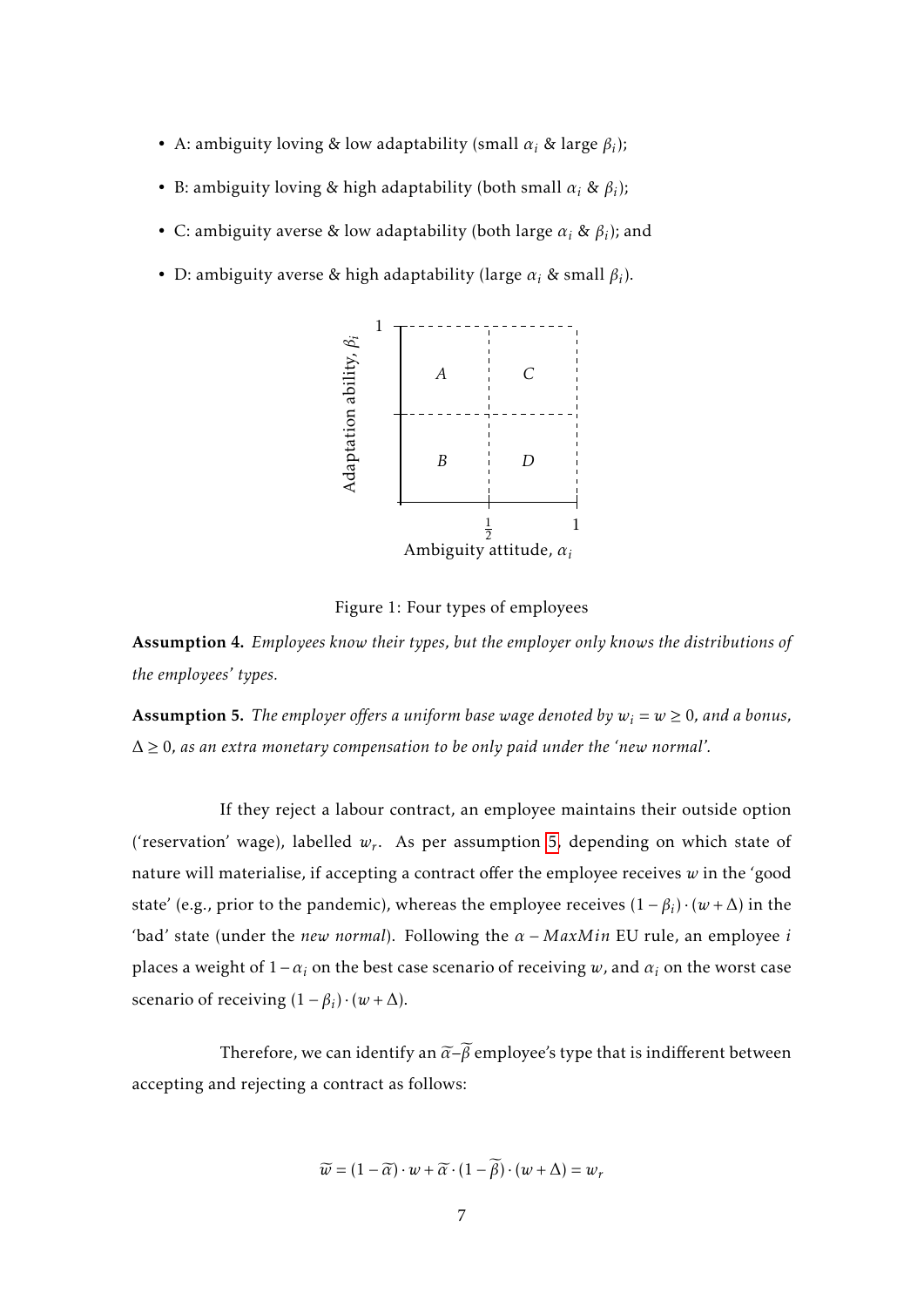- A: ambiguity loving & low adaptability (small $\alpha_i$ & large $\beta_i$);
- B: ambiguity loving & high adaptability (both small $\alpha_i$ & $\beta_i$);
- C: ambiguity averse & low adaptability (both large $\alpha_i$ & $\beta_i$); and
- D: ambiguity averse & high adaptability (large $\alpha_i$ & small $\beta_i$).

Figure 1: Four types of employees

**Assumption 4.** *Employees know their types, but the employer only knows the distributions of the employees' types.*

**Assumption 5.** *The employer offers a uniform base wage denoted by $w_i = w \geq 0$, and a bonus, $\Delta \geq 0$, as an extra monetary compensation to be only paid under the 'new normal'.*

If they reject a labour contract, an employee maintains their outside option ('reservation' wage), labelled $w_r$. As per assumption 5, depending on which state of nature will materialise, if accepting a contract offer the employee receives $w$ in the 'good state' (e.g., prior to the pandemic), whereas the employee receives $(1-\beta_i)\cdot(w+\Delta)$ in the 'bad' state (under the *new normal*). Following the $\alpha - MaxMin$ EU rule, an employee $i$ places a weight of $1-\alpha_i$ on the best case scenario of receiving $w$, and $\alpha_i$ on the worst case scenario of receiving $(1-\beta_i)\cdot(w+\Delta)$.

Therefore, we can identify an $\widetilde{\alpha}$–$\widetilde{\beta}$ employee's type that is indifferent between accepting and rejecting a contract as follows:

$$\widetilde{w} = (1-\widetilde{\alpha})\cdot w + \widetilde{\alpha}\cdot(1-\widetilde{\beta})\cdot(w+\Delta) = w_r$$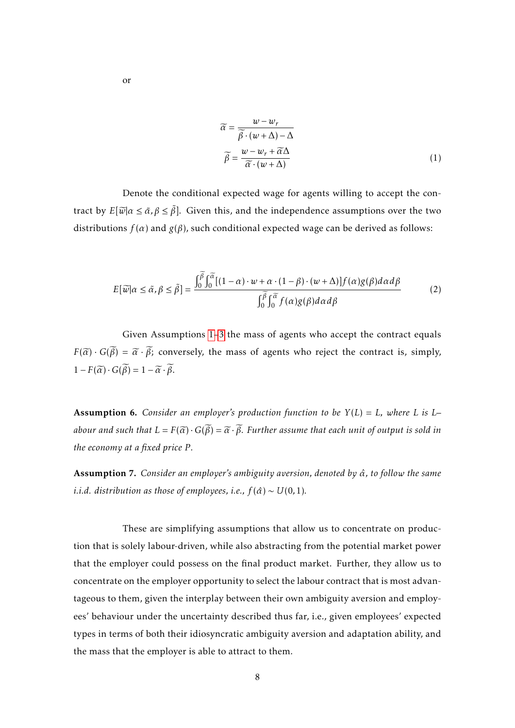or

$$
\begin{aligned}
\widetilde{\alpha} &= \frac{w - w_r}{\widetilde{\beta} \cdot (w + \Delta) - \Delta} \\
\widetilde{\beta} &= \frac{w - w_r + \widetilde{\alpha}\Delta}{\widetilde{\alpha} \cdot (w + \Delta)}
\end{aligned}
\tag{1}
$$

Denote the conditional expected wage for agents willing to accept the contract by $E[\widetilde{w}|\alpha \leq \tilde{\alpha}, \beta \leq \tilde{\beta}]$. Given this, and the independence assumptions over the two distributions $f(\alpha)$ and $g(\beta)$, such conditional expected wage can be derived as follows:

$$
E[\widetilde{w}|\alpha \leq \tilde{\alpha}, \beta \leq \tilde{\beta}] = \frac{\int_0^{\widetilde{\beta}} \int_0^{\widetilde{\alpha}} [(1-\alpha) \cdot w + \alpha \cdot (1-\beta) \cdot (w + \Delta)] f(\alpha) g(\beta) d\alpha d\beta}{\int_0^{\widetilde{\beta}} \int_0^{\widetilde{\alpha}} f(\alpha) g(\beta) d\alpha d\beta}
\tag{2}
$$

Given Assumptions 1–3 the mass of agents who accept the contract equals $F(\widetilde{\alpha}) \cdot G(\widetilde{\beta}) = \widetilde{\alpha} \cdot \widetilde{\beta}$; conversely, the mass of agents who reject the contract is, simply, $1 - F(\widetilde{\alpha}) \cdot G(\widetilde{\beta}) = 1 - \widetilde{\alpha} \cdot \widetilde{\beta}$.

**Assumption 6.** *Consider an employer's production function to be $Y(L) = L$, where $L$ is Labour and such that $L = F(\widetilde{\alpha}) \cdot G(\widetilde{\beta}) = \widetilde{\alpha} \cdot \widetilde{\beta}$. Further assume that each unit of output is sold in the economy at a fixed price $P$.*

**Assumption 7.** *Consider an employer's ambiguity aversion, denoted by $\hat{\alpha}$, to follow the same i.i.d. distribution as those of employees, i.e., $f(\hat{\alpha}) \sim U(0,1)$.*

These are simplifying assumptions that allow us to concentrate on production that is solely labour-driven, while also abstracting from the potential market power that the employer could possess on the final product market. Further, they allow us to concentrate on the employer opportunity to select the labour contract that is most advantageous to them, given the interplay between their own ambiguity aversion and employees' behaviour under the uncertainty described thus far, i.e., given employees' expected types in terms of both their idiosyncratic ambiguity aversion and adaptation ability, and the mass that the employer is able to attract to them.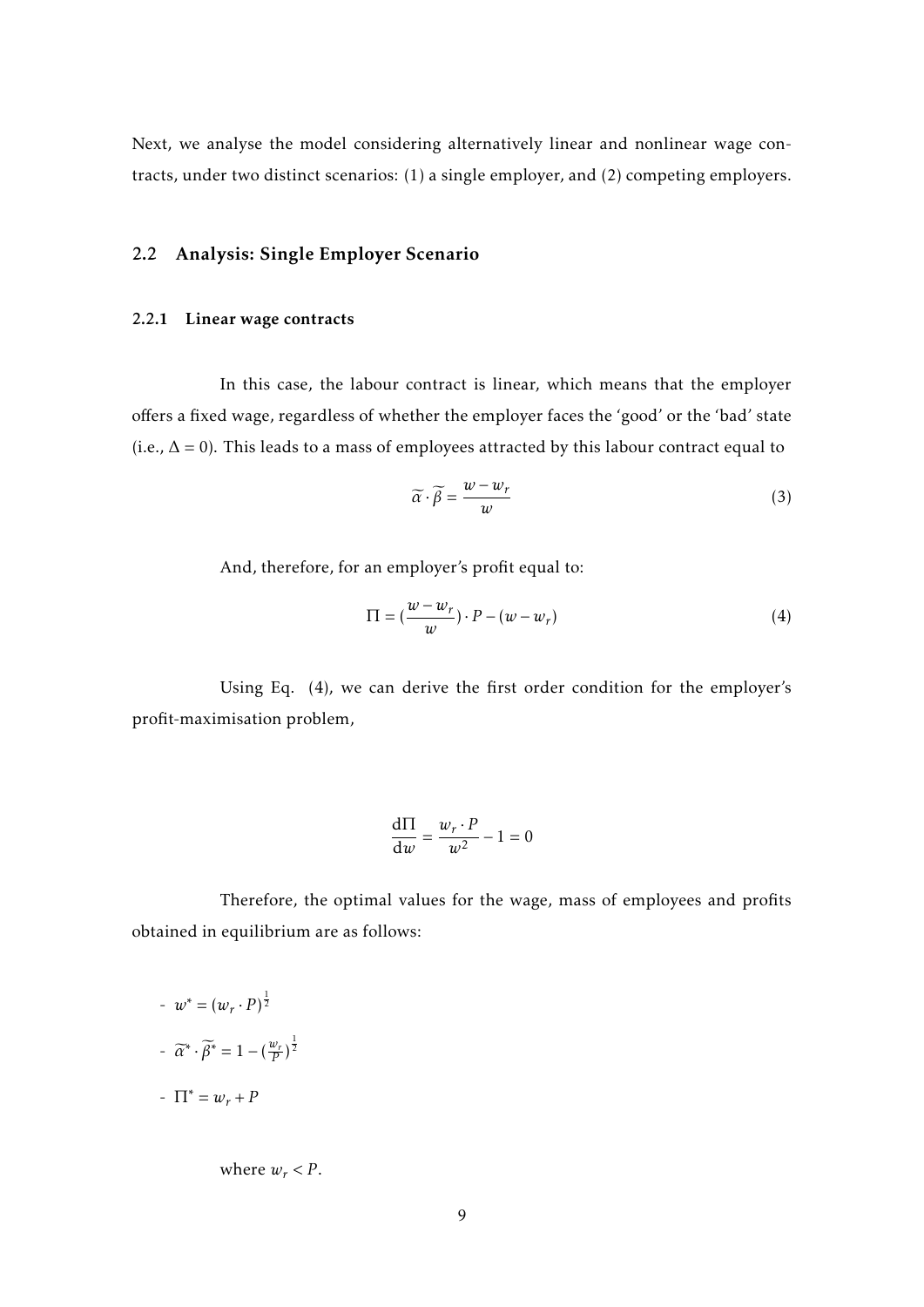Next, we analyse the model considering alternatively linear and nonlinear wage contracts, under two distinct scenarios: (1) a single employer, and (2) competing employers.

## 2.2 Analysis: Single Employer Scenario

### 2.2.1 Linear wage contracts

In this case, the labour contract is linear, which means that the employer offers a fixed wage, regardless of whether the employer faces the 'good' or the 'bad' state (i.e., $\Delta = 0$). This leads to a mass of employees attracted by this labour contract equal to

$$\widetilde{\alpha} \cdot \widetilde{\beta} = \frac{w - w_r}{w} \tag{3}$$

And, therefore, for an employer's profit equal to:

$$\Pi = (\frac{w - w_r}{w}) \cdot P - (w - w_r) \tag{4}$$

Using Eq. (4), we can derive the first order condition for the employer's profit-maximisation problem,

$$\frac{\mathrm{d}\Pi}{\mathrm{d}w} = \frac{w_r \cdot P}{w^2} - 1 = 0$$

Therefore, the optimal values for the wage, mass of employees and profits obtained in equilibrium are as follows:

- $w^* = (w_r \cdot P)^{\frac{1}{2}}$
- $\widetilde{\alpha}^* \cdot \widetilde{\beta}^* = 1 - (\frac{w_r}{P})^{\frac{1}{2}}$
- $\Pi^* = w_r + P$

where $w_r < P$.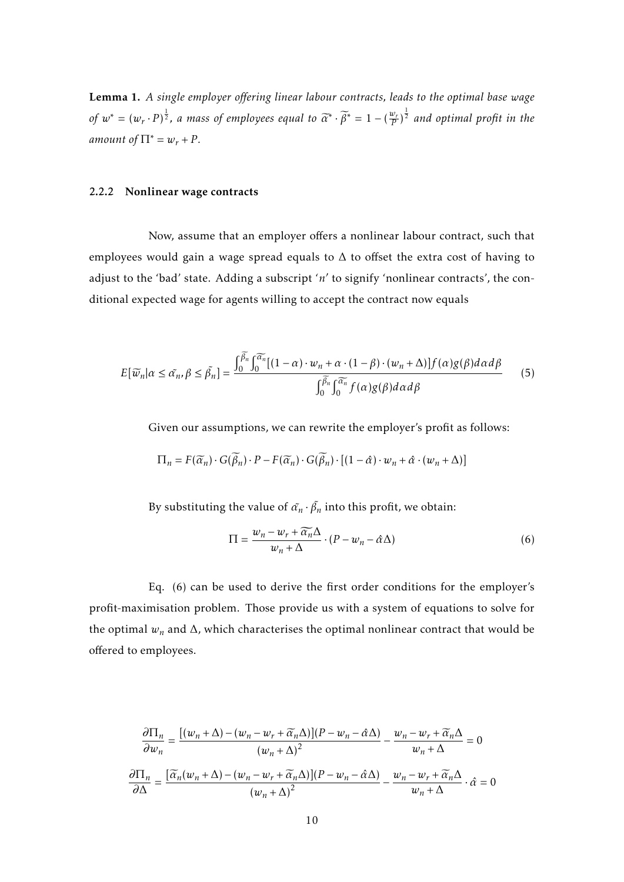**Lemma 1.** *A single employer offering linear labour contracts, leads to the optimal base wage of $w^* = (w_r \cdot P)^{\frac{1}{2}}$, a mass of employees equal to $\widetilde{\alpha}^* \cdot \widetilde{\beta}^* = 1 - (\frac{w_r}{P})^{\frac{1}{2}}$ and optimal profit in the amount of $\Pi^* = w_r + P$.*

### 2.2.2 Nonlinear wage contracts

Now, assume that an employer offers a nonlinear labour contract, such that employees would gain a wage spread equals to $\Delta$ to offset the extra cost of having to adjust to the 'bad' state. Adding a subscript '$n$' to signify 'nonlinear contracts', the conditional expected wage for agents willing to accept the contract now equals

$$E[\widetilde{w}_n | \alpha \leq \tilde{\alpha_n}, \beta \leq \tilde{\beta_n}] = \frac{\int_0^{\widetilde{\beta}_n} \int_0^{\widetilde{\alpha}_n} [(1-\alpha) \cdot w_n + \alpha \cdot (1-\beta) \cdot (w_n + \Delta)] f(\alpha) g(\beta) d\alpha d\beta}{\int_0^{\widetilde{\beta}_n} \int_0^{\widetilde{\alpha}_n} f(\alpha) g(\beta) d\alpha d\beta} \tag{5}$$

Given our assumptions, we can rewrite the employer's profit as follows:

$$\Pi_n = F(\widetilde{\alpha}_n) \cdot G(\widetilde{\beta}_n) \cdot P - F(\widetilde{\alpha}_n) \cdot G(\widetilde{\beta}_n) \cdot [(1 - \hat{\alpha}) \cdot w_n + \hat{\alpha} \cdot (w_n + \Delta)]$$

By substituting the value of $\tilde{\alpha_n} \cdot \tilde{\beta_n}$ into this profit, we obtain:

$$\Pi = \frac{w_n - w_r + \widetilde{\alpha_n} \Delta}{w_n + \Delta} \cdot (P - w_n - \hat{\alpha}\Delta) \tag{6}$$

Eq. (6) can be used to derive the first order conditions for the employer's profit-maximisation problem. Those provide us with a system of equations to solve for the optimal $w_n$ and $\Delta$, which characterises the optimal nonlinear contract that would be offered to employees.

$$\frac{\partial \Pi_n}{\partial w_n} = \frac{[(w_n + \Delta) - (w_n - w_r + \widetilde{\alpha}_n \Delta)](P - w_n - \hat{\alpha}\Delta)}{(w_n + \Delta)^2} - \frac{w_n - w_r + \widetilde{\alpha}_n \Delta}{w_n + \Delta} = 0$$

$$\frac{\partial \Pi_n}{\partial \Delta} = \frac{[\widetilde{\alpha}_n (w_n + \Delta) - (w_n - w_r + \widetilde{\alpha}_n \Delta)](P - w_n - \hat{\alpha}\Delta)}{(w_n + \Delta)^2} - \frac{w_n - w_r + \widetilde{\alpha}_n \Delta}{w_n + \Delta} \cdot \hat{\alpha} = 0$$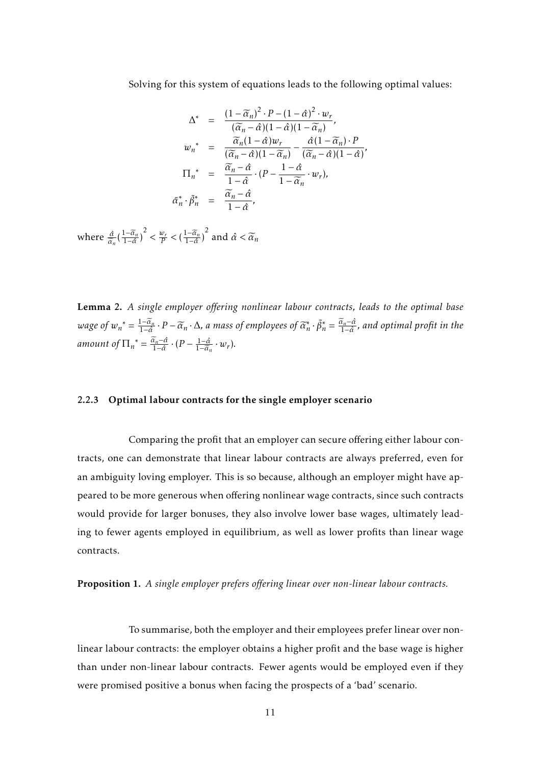Solving for this system of equations leads to the following optimal values:

$$
\begin{aligned}
\Delta^* &= \frac{(1-\widetilde{\alpha}_n)^2 \cdot P - (1-\hat{\alpha})^2 \cdot w_r}{(\widetilde{\alpha}_n - \hat{\alpha})(1-\hat{\alpha})(1-\widetilde{\alpha}_n)}, \\
{w_n}^* &= \frac{\widetilde{\alpha}_n(1-\hat{\alpha})w_r}{(\widetilde{\alpha}_n - \hat{\alpha})(1-\widetilde{\alpha}_n)} - \frac{\hat{\alpha}(1-\widetilde{\alpha}_n) \cdot P}{(\widetilde{\alpha}_n - \hat{\alpha})(1-\hat{\alpha})}, \\
{\Pi_n}^* &= \frac{\widetilde{\alpha}_n - \hat{\alpha}}{1-\hat{\alpha}} \cdot (P - \frac{1-\hat{\alpha}}{1-\widetilde{\alpha}_n} \cdot w_r), \\
\tilde{\alpha}_n^* \cdot \tilde{\beta}_n^* &= \frac{\widetilde{\alpha}_n - \hat{\alpha}}{1-\hat{\alpha}},
\end{aligned}
$$

where $\frac{\hat{\alpha}}{\widetilde{\alpha}_n}\left(\frac{1-\widetilde{\alpha}_n}{1-\hat{\alpha}}\right)^2 < \frac{w_r}{P} < \left(\frac{1-\widetilde{\alpha}_n}{1-\hat{\alpha}}\right)^2$ and $\hat{\alpha} < \widetilde{\alpha}_n$

**Lemma 2.** *A single employer offering nonlinear labour contracts, leads to the optimal base wage of* ${w_n}^* = \frac{1-\widetilde{\alpha}_n}{1-\hat{\alpha}} \cdot P - \widetilde{\alpha}_n \cdot \Delta$, *a mass of employees of* $\widetilde{\alpha}_n^* \cdot \tilde{\beta}_n^* = \frac{\widetilde{\alpha}_n - \hat{\alpha}}{1-\hat{\alpha}}$, *and optimal profit in the amount of* ${\Pi_n}^* = \frac{\widetilde{\alpha}_n - \hat{\alpha}}{1-\hat{\alpha}} \cdot (P - \frac{1-\hat{\alpha}}{1-\widetilde{\alpha}_n} \cdot w_r)$.

### 2.2.3 Optimal labour contracts for the single employer scenario

Comparing the profit that an employer can secure offering either labour contracts, one can demonstrate that linear labour contracts are always preferred, even for an ambiguity loving employer. This is so because, although an employer might have appeared to be more generous when offering nonlinear wage contracts, since such contracts would provide for larger bonuses, they also involve lower base wages, ultimately leading to fewer agents employed in equilibrium, as well as lower profits than linear wage contracts.

**Proposition 1.** *A single employer prefers offering linear over non-linear labour contracts.*

To summarise, both the employer and their employees prefer linear over nonlinear labour contracts: the employer obtains a higher profit and the base wage is higher than under non-linear labour contracts. Fewer agents would be employed even if they were promised positive a bonus when facing the prospects of a 'bad' scenario.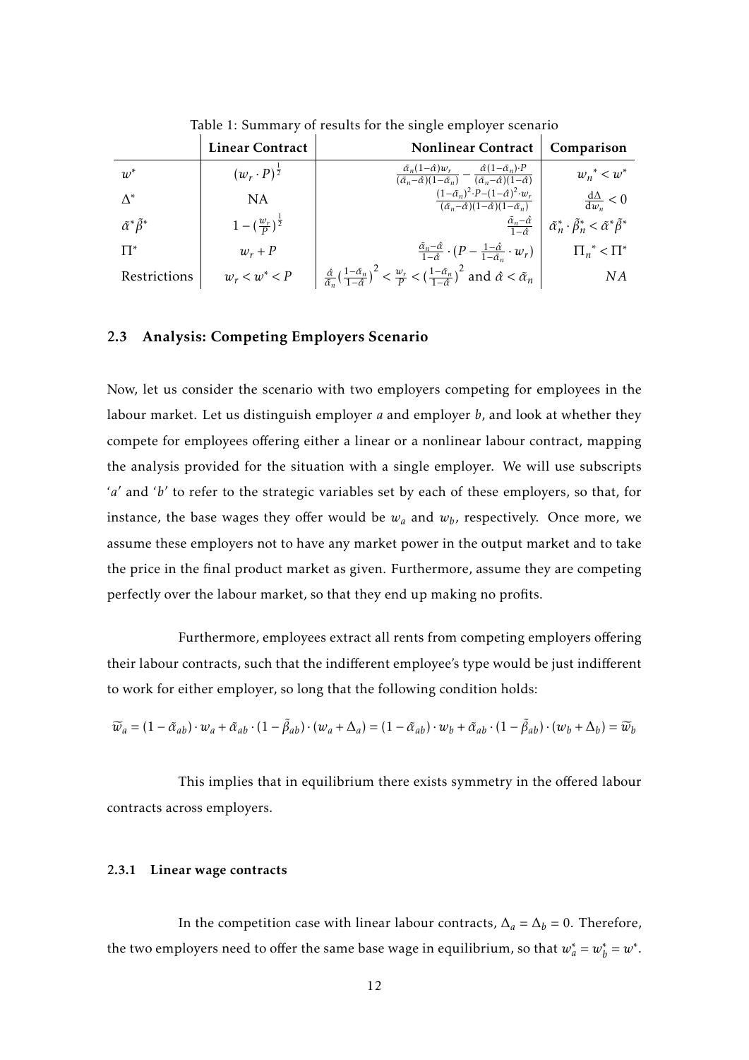Table 1: Summary of results for the single employer scenario

| | **Linear Contract** | **Nonlinear Contract** | **Comparison** |
|---|---|---|---|
| $w^*$ | $(w_r \cdot P)^{\frac{1}{2}}$ | $\frac{\tilde{\alpha}_n(1-\hat{\alpha})w_r}{(\tilde{\alpha}_n-\hat{\alpha})(1-\tilde{\alpha}_n)} - \frac{\hat{\alpha}(1-\tilde{\alpha}_n)\cdot P}{(\tilde{\alpha}_n-\hat{\alpha})(1-\hat{\alpha})}$ | ${w_n}^* < w^*$ |
| $\Delta^*$ | NA | $\frac{(1-\tilde{\alpha}_n)^2\cdot P-(1-\hat{\alpha})^2\cdot w_r}{(\tilde{\alpha}_n-\hat{\alpha})(1-\hat{\alpha})(1-\tilde{\alpha}_n)}$ | $\frac{\mathrm{d}\Delta}{\mathrm{d}w_n} < 0$ |
| $\tilde{\alpha}^*\tilde{\beta}^*$ | $1-(\frac{w_r}{P})^{\frac{1}{2}}$ | $\frac{\tilde{\alpha}_n-\hat{\alpha}}{1-\hat{\alpha}}$ | $\tilde{\alpha}^*_n \cdot \tilde{\beta}^*_n < \tilde{\alpha}^*\tilde{\beta}^*$ |
| $\Pi^*$ | $w_r + P$ | $\frac{\tilde{\alpha}_n-\hat{\alpha}}{1-\hat{\alpha}} \cdot (P - \frac{1-\hat{\alpha}}{1-\tilde{\alpha}_n} \cdot w_r)$ | ${\Pi_n}^* < \Pi^*$ |
| Restrictions | $w_r < w^* < P$ | $\frac{\hat{\alpha}}{\tilde{\alpha}_n}(\frac{1-\tilde{\alpha}_n}{1-\hat{\alpha}})^2 < \frac{w_r}{P} < (\frac{1-\tilde{\alpha}_n}{1-\hat{\alpha}})^2$ and $\hat{\alpha} < \tilde{\alpha}_n$ | $NA$ |

### 2.3 Analysis: Competing Employers Scenario

Now, let us consider the scenario with two employers competing for employees in the labour market. Let us distinguish employer $a$ and employer $b$, and look at whether they compete for employees offering either a linear or a nonlinear labour contract, mapping the analysis provided for the situation with a single employer. We will use subscripts '$a$' and '$b$' to refer to the strategic variables set by each of these employers, so that, for instance, the base wages they offer would be $w_a$ and $w_b$, respectively. Once more, we assume these employers not to have any market power in the output market and to take the price in the final product market as given. Furthermore, assume they are competing perfectly over the labour market, so that they end up making no profits.

Furthermore, employees extract all rents from competing employers offering their labour contracts, such that the indifferent employee's type would be just indifferent to work for either employer, so long that the following condition holds:

$$\widetilde{w}_a = (1-\tilde{\alpha}_{ab})\cdot w_a + \tilde{\alpha}_{ab}\cdot(1-\tilde{\beta}_{ab})\cdot(w_a+\Delta_a) = (1-\tilde{\alpha}_{ab})\cdot w_b + \tilde{\alpha}_{ab}\cdot(1-\tilde{\beta}_{ab})\cdot(w_b+\Delta_b) = \widetilde{w}_b$$

This implies that in equilibrium there exists symmetry in the offered labour contracts across employers.

#### 2.3.1 Linear wage contracts

In the competition case with linear labour contracts, $\Delta_a = \Delta_b = 0$. Therefore, the two employers need to offer the same base wage in equilibrium, so that $w_a^* = w_b^* = w^*$.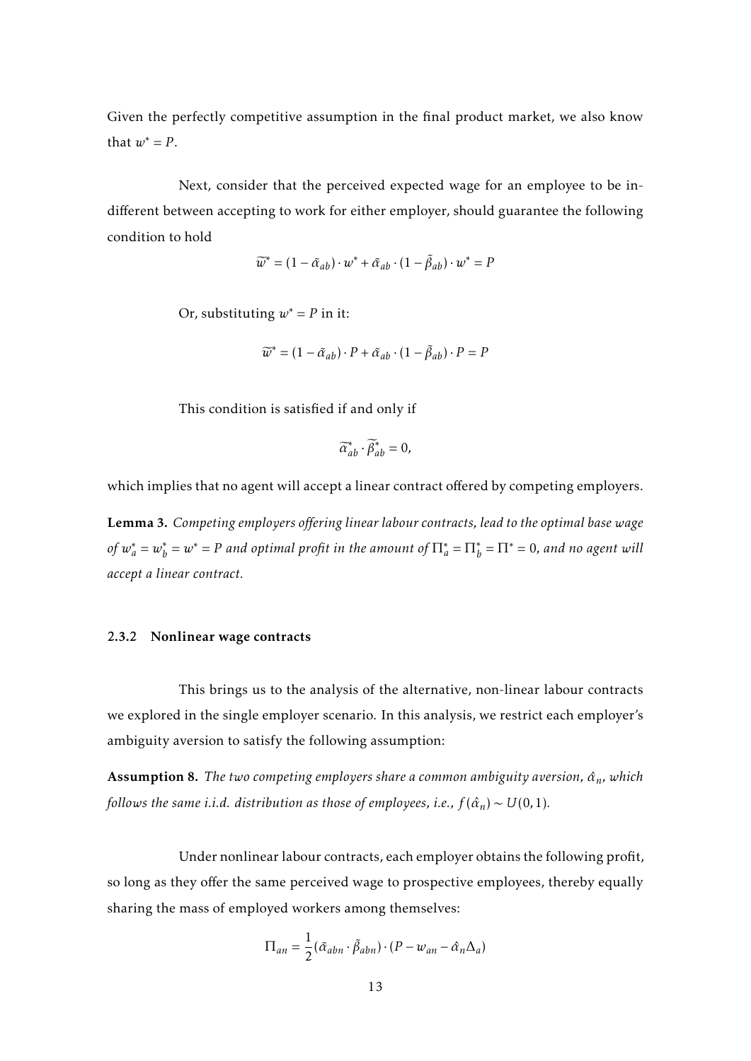Given the perfectly competitive assumption in the final product market, we also know that $w^* = P$.

Next, consider that the perceived expected wage for an employee to be indifferent between accepting to work for either employer, should guarantee the following condition to hold

$$\widetilde{w}^* = (1 - \tilde{\alpha}_{ab}) \cdot w^* + \tilde{\alpha}_{ab} \cdot (1 - \tilde{\beta}_{ab}) \cdot w^* = P$$

Or, substituting $w^* = P$ in it:

$$\widetilde{w}^* = (1 - \tilde{\alpha}_{ab}) \cdot P + \tilde{\alpha}_{ab} \cdot (1 - \tilde{\beta}_{ab}) \cdot P = P$$

This condition is satisfied if and only if

$$\widetilde{\alpha}^*_{ab} \cdot \widetilde{\beta}^*_{ab} = 0,$$

which implies that no agent will accept a linear contract offered by competing employers.

**Lemma 3.** *Competing employers offering linear labour contracts, lead to the optimal base wage of $w^*_a = w^*_b = w^* = P$ and optimal profit in the amount of $\Pi^*_a = \Pi^*_b = \Pi^* = 0$, and no agent will accept a linear contract.*

### 2.3.2 Nonlinear wage contracts

This brings us to the analysis of the alternative, non-linear labour contracts we explored in the single employer scenario. In this analysis, we restrict each employer's ambiguity aversion to satisfy the following assumption:

**Assumption 8.** *The two competing employers share a common ambiguity aversion, $\hat{\alpha}_n$, which follows the same i.i.d. distribution as those of employees, i.e., $f(\hat{\alpha}_n) \sim U(0,1)$.*

Under nonlinear labour contracts, each employer obtains the following profit, so long as they offer the same perceived wage to prospective employees, thereby equally sharing the mass of employed workers among themselves:

$$\Pi_{an} = \frac{1}{2}(\tilde{\alpha}_{abn} \cdot \tilde{\beta}_{abn}) \cdot (P - w_{an} - \hat{\alpha}_n \Delta_a)$$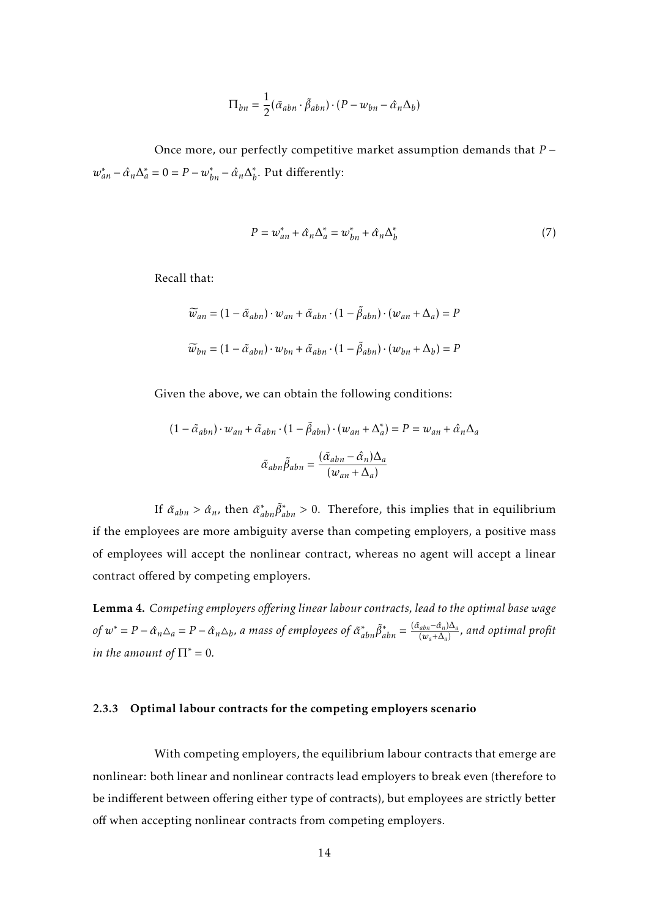$$\Pi_{bn} = \frac{1}{2}(\tilde{\alpha}_{abn} \cdot \tilde{\beta}_{abn}) \cdot (P - w_{bn} - \hat{\alpha}_n \Delta_b)$$

Once more, our perfectly competitive market assumption demands that $P - w^*_{an} - \hat{\alpha}_n \Delta^*_a = 0 = P - w^*_{bn} - \hat{\alpha}_n \Delta^*_b$. Put differently:

$$P = w^*_{an} + \hat{\alpha}_n \Delta^*_a = w^*_{bn} + \hat{\alpha}_n \Delta^*_b \tag{7}$$

Recall that:

$$\widetilde{w}_{an} = (1 - \tilde{\alpha}_{abn}) \cdot w_{an} + \tilde{\alpha}_{abn} \cdot (1 - \tilde{\beta}_{abn}) \cdot (w_{an} + \Delta_a) = P$$

$$\widetilde{w}_{bn} = (1 - \tilde{\alpha}_{abn}) \cdot w_{bn} + \tilde{\alpha}_{abn} \cdot (1 - \tilde{\beta}_{abn}) \cdot (w_{bn} + \Delta_b) = P$$

Given the above, we can obtain the following conditions:

$$(1 - \tilde{\alpha}_{abn}) \cdot w_{an} + \tilde{\alpha}_{abn} \cdot (1 - \tilde{\beta}_{abn}) \cdot (w_{an} + \Delta^*_a) = P = w_{an} + \hat{\alpha}_n \Delta_a$$

$$\tilde{\alpha}_{abn} \tilde{\beta}_{abn} = \frac{(\tilde{\alpha}_{abn} - \hat{\alpha}_n)\Delta_a}{(w_{an} + \Delta_a)}$$

If $\tilde{\alpha}_{abn} > \hat{\alpha}_n$, then $\tilde{\alpha}^*_{abn} \tilde{\beta}^*_{abn} > 0$. Therefore, this implies that in equilibrium if the employees are more ambiguity averse than competing employers, a positive mass of employees will accept the nonlinear contract, whereas no agent will accept a linear contract offered by competing employers.

**Lemma 4.** *Competing employers offering linear labour contracts, lead to the optimal base wage of $w^* = P - \hat{\alpha}_n \triangle_a = P - \hat{\alpha}_n \triangle_b$, a mass of employees of $\tilde{\alpha}^*_{abn} \tilde{\beta}^*_{abn} = \frac{(\tilde{\alpha}_{abn} - \hat{\alpha}_n)\Delta_a}{(w_a + \Delta_a)}$, and optimal profit in the amount of $\Pi^* = 0$.*

### 2.3.3 Optimal labour contracts for the competing employers scenario

With competing employers, the equilibrium labour contracts that emerge are nonlinear: both linear and nonlinear contracts lead employers to break even (therefore to be indifferent between offering either type of contracts), but employees are strictly better off when accepting nonlinear contracts from competing employers.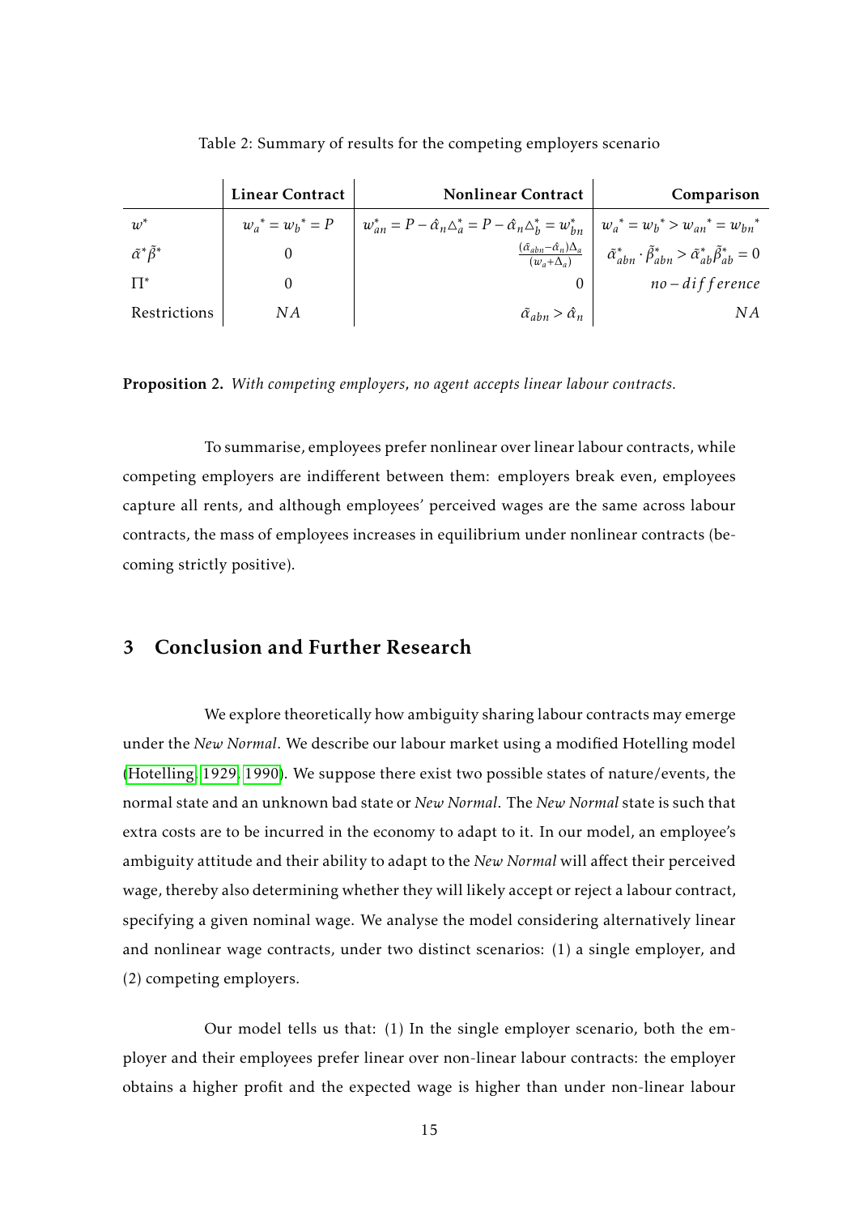Table 2: Summary of results for the competing employers scenario

| | Linear Contract | Nonlinear Contract | Comparison |
|---|---|---|---|
| $w^*$ | ${w_a}^* = {w_b}^* = P$ | $w^*_{an} = P - \hat{\alpha}_n \triangle^*_a = P - \hat{\alpha}_n \triangle^*_b = w^*_{bn}$ | ${w_a}^* = {w_b}^* > {w_{an}}^* = {w_{bn}}^*$ |
| $\tilde{\alpha}^* \tilde{\beta}^*$ | 0 | $\frac{(\tilde{\alpha}_{abn} - \hat{\alpha}_n)\Delta_a}{(w_a + \Delta_a)}$ | $\tilde{\alpha}^*_{abn} \cdot \tilde{\beta}^*_{abn} > \tilde{\alpha}^*_{ab} \tilde{\beta}^*_{ab} = 0$ |
| $\Pi^*$ | 0 | 0 | $no - difference$ |
| Restrictions | $NA$ | $\tilde{\alpha}_{abn} > \hat{\alpha}_n$ | $NA$ |

**Proposition 2.** *With competing employers, no agent accepts linear labour contracts.*

To summarise, employees prefer nonlinear over linear labour contracts, while competing employers are indifferent between them: employers break even, employees capture all rents, and although employees' perceived wages are the same across labour contracts, the mass of employees increases in equilibrium under nonlinear contracts (becoming strictly positive).

## 3 Conclusion and Further Research

We explore theoretically how ambiguity sharing labour contracts may emerge under the *New Normal*. We describe our labour market using a modified Hotelling model (Hotelling, 1929, 1990). We suppose there exist two possible states of nature/events, the normal state and an unknown bad state or *New Normal*. The *New Normal* state is such that extra costs are to be incurred in the economy to adapt to it. In our model, an employee's ambiguity attitude and their ability to adapt to the *New Normal* will affect their perceived wage, thereby also determining whether they will likely accept or reject a labour contract, specifying a given nominal wage. We analyse the model considering alternatively linear and nonlinear wage contracts, under two distinct scenarios: (1) a single employer, and (2) competing employers.

Our model tells us that: (1) In the single employer scenario, both the employer and their employees prefer linear over non-linear labour contracts: the employer obtains a higher profit and the expected wage is higher than under non-linear labour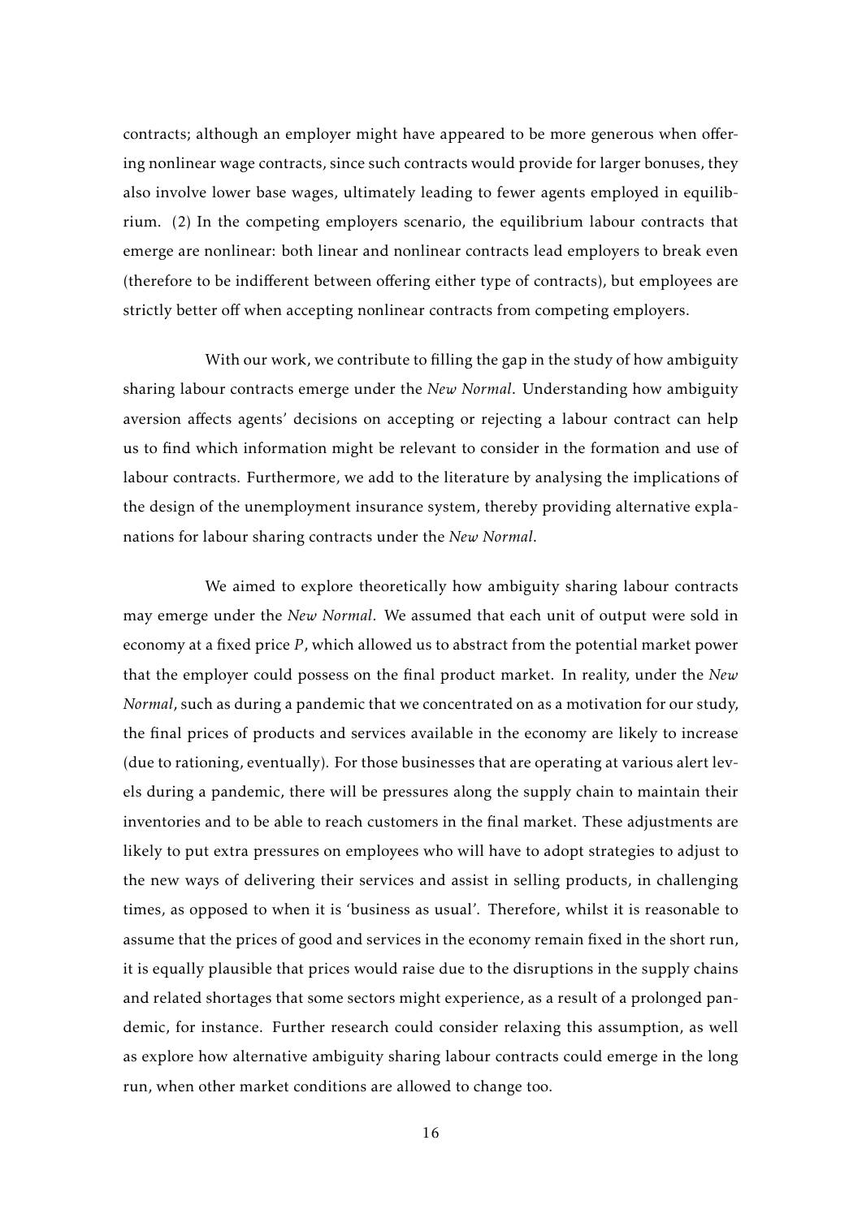contracts; although an employer might have appeared to be more generous when offering nonlinear wage contracts, since such contracts would provide for larger bonuses, they also involve lower base wages, ultimately leading to fewer agents employed in equilibrium. (2) In the competing employers scenario, the equilibrium labour contracts that emerge are nonlinear: both linear and nonlinear contracts lead employers to break even (therefore to be indifferent between offering either type of contracts), but employees are strictly better off when accepting nonlinear contracts from competing employers.

With our work, we contribute to filling the gap in the study of how ambiguity sharing labour contracts emerge under the *New Normal*. Understanding how ambiguity aversion affects agents' decisions on accepting or rejecting a labour contract can help us to find which information might be relevant to consider in the formation and use of labour contracts. Furthermore, we add to the literature by analysing the implications of the design of the unemployment insurance system, thereby providing alternative explanations for labour sharing contracts under the *New Normal*.

We aimed to explore theoretically how ambiguity sharing labour contracts may emerge under the *New Normal*. We assumed that each unit of output were sold in economy at a fixed price $P$, which allowed us to abstract from the potential market power that the employer could possess on the final product market. In reality, under the *New Normal*, such as during a pandemic that we concentrated on as a motivation for our study, the final prices of products and services available in the economy are likely to increase (due to rationing, eventually). For those businesses that are operating at various alert levels during a pandemic, there will be pressures along the supply chain to maintain their inventories and to be able to reach customers in the final market. These adjustments are likely to put extra pressures on employees who will have to adopt strategies to adjust to the new ways of delivering their services and assist in selling products, in challenging times, as opposed to when it is 'business as usual'. Therefore, whilst it is reasonable to assume that the prices of good and services in the economy remain fixed in the short run, it is equally plausible that prices would raise due to the disruptions in the supply chains and related shortages that some sectors might experience, as a result of a prolonged pandemic, for instance. Further research could consider relaxing this assumption, as well as explore how alternative ambiguity sharing labour contracts could emerge in the long run, when other market conditions are allowed to change too.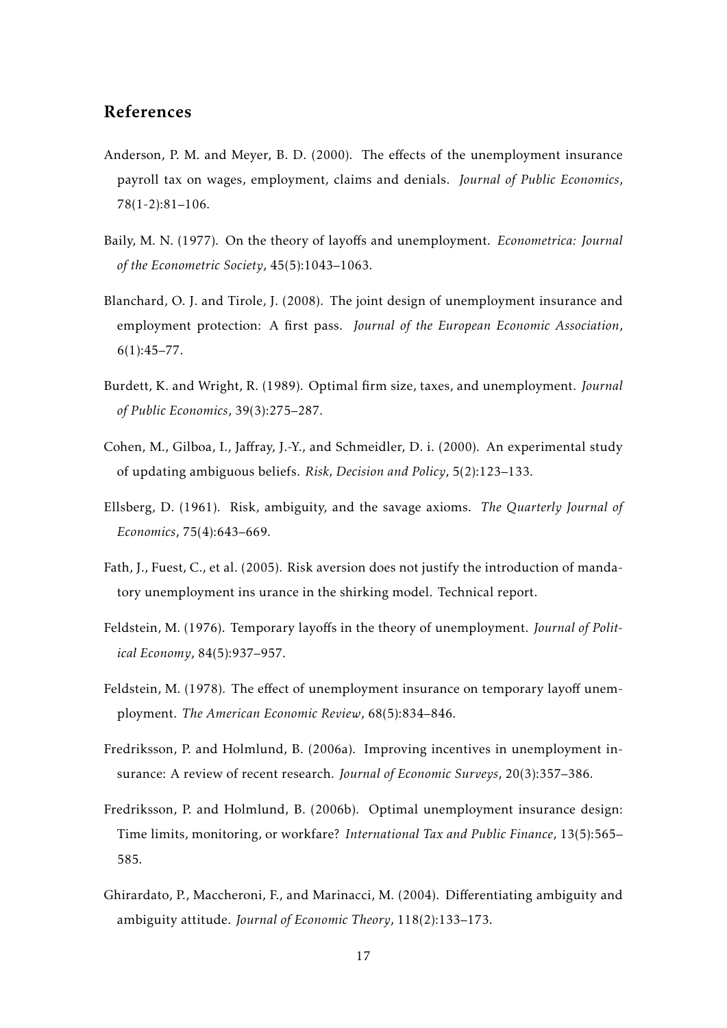## References

Anderson, P. M. and Meyer, B. D. (2000). The effects of the unemployment insurance payroll tax on wages, employment, claims and denials. *Journal of Public Economics*, 78(1-2):81–106.

Baily, M. N. (1977). On the theory of layoffs and unemployment. *Econometrica: Journal of the Econometric Society*, 45(5):1043–1063.

Blanchard, O. J. and Tirole, J. (2008). The joint design of unemployment insurance and employment protection: A first pass. *Journal of the European Economic Association*, 6(1):45–77.

Burdett, K. and Wright, R. (1989). Optimal firm size, taxes, and unemployment. *Journal of Public Economics*, 39(3):275–287.

Cohen, M., Gilboa, I., Jaffray, J.-Y., and Schmeidler, D. i. (2000). An experimental study of updating ambiguous beliefs. *Risk, Decision and Policy*, 5(2):123–133.

Ellsberg, D. (1961). Risk, ambiguity, and the savage axioms. *The Quarterly Journal of Economics*, 75(4):643–669.

Fath, J., Fuest, C., et al. (2005). Risk aversion does not justify the introduction of mandatory unemployment ins urance in the shirking model. Technical report.

Feldstein, M. (1976). Temporary layoffs in the theory of unemployment. *Journal of Political Economy*, 84(5):937–957.

Feldstein, M. (1978). The effect of unemployment insurance on temporary layoff unemployment. *The American Economic Review*, 68(5):834–846.

Fredriksson, P. and Holmlund, B. (2006a). Improving incentives in unemployment insurance: A review of recent research. *Journal of Economic Surveys*, 20(3):357–386.

Fredriksson, P. and Holmlund, B. (2006b). Optimal unemployment insurance design: Time limits, monitoring, or workfare? *International Tax and Public Finance*, 13(5):565–585.

Ghirardato, P., Maccheroni, F., and Marinacci, M. (2004). Differentiating ambiguity and ambiguity attitude. *Journal of Economic Theory*, 118(2):133–173.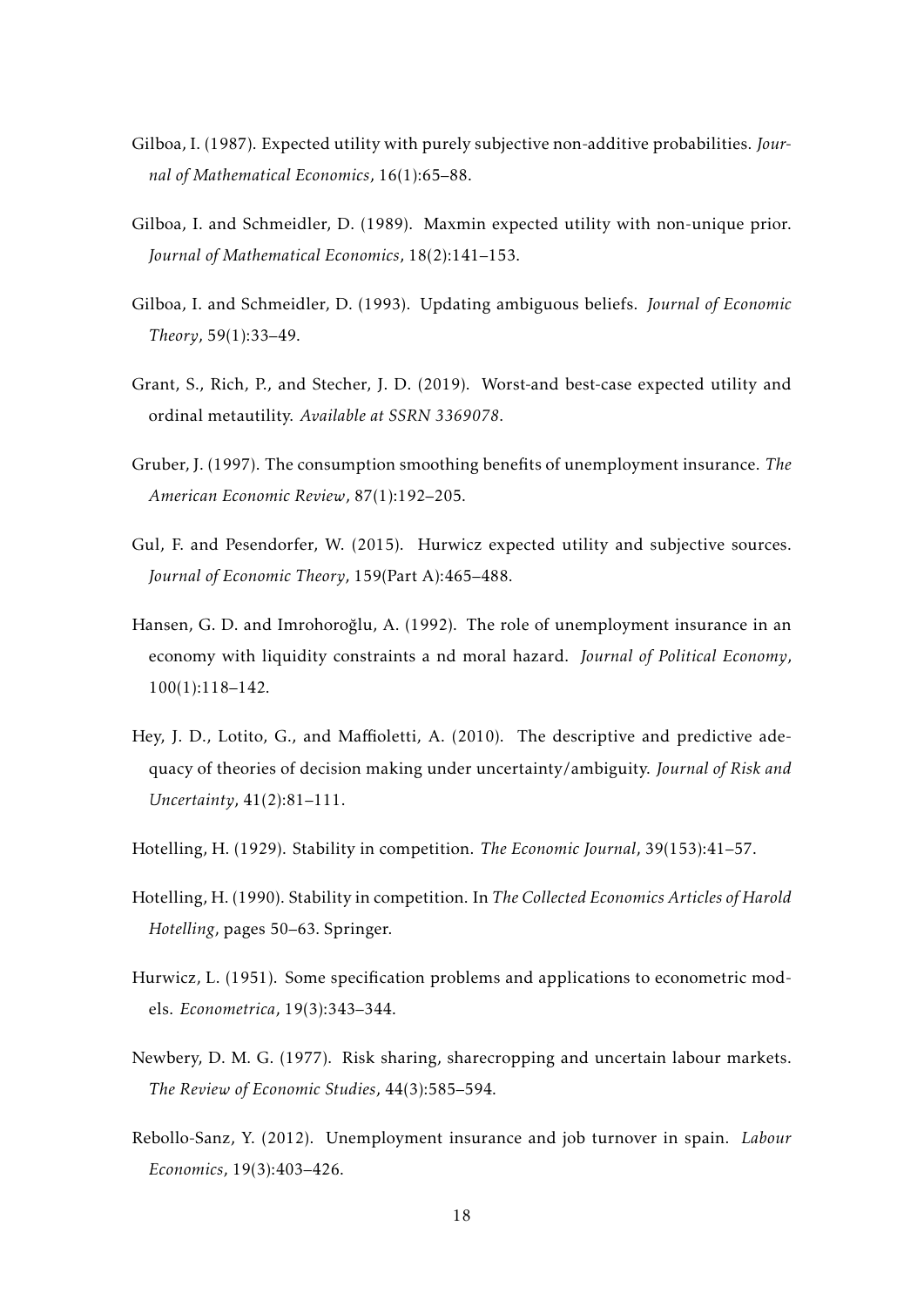Gilboa, I. (1987). Expected utility with purely subjective non-additive probabilities. *Journal of Mathematical Economics*, 16(1):65–88.

Gilboa, I. and Schmeidler, D. (1989). Maxmin expected utility with non-unique prior. *Journal of Mathematical Economics*, 18(2):141–153.

Gilboa, I. and Schmeidler, D. (1993). Updating ambiguous beliefs. *Journal of Economic Theory*, 59(1):33–49.

Grant, S., Rich, P., and Stecher, J. D. (2019). Worst-and best-case expected utility and ordinal metautility. *Available at SSRN 3369078*.

Gruber, J. (1997). The consumption smoothing benefits of unemployment insurance. *The American Economic Review*, 87(1):192–205.

Gul, F. and Pesendorfer, W. (2015). Hurwicz expected utility and subjective sources. *Journal of Economic Theory*, 159(Part A):465–488.

Hansen, G. D. and Imrohoroğlu, A. (1992). The role of unemployment insurance in an economy with liquidity constraints a nd moral hazard. *Journal of Political Economy*, 100(1):118–142.

Hey, J. D., Lotito, G., and Maffioletti, A. (2010). The descriptive and predictive adequacy of theories of decision making under uncertainty/ambiguity. *Journal of Risk and Uncertainty*, 41(2):81–111.

Hotelling, H. (1929). Stability in competition. *The Economic Journal*, 39(153):41–57.

Hotelling, H. (1990). Stability in competition. In *The Collected Economics Articles of Harold Hotelling*, pages 50–63. Springer.

Hurwicz, L. (1951). Some specification problems and applications to econometric models. *Econometrica*, 19(3):343–344.

Newbery, D. M. G. (1977). Risk sharing, sharecropping and uncertain labour markets. *The Review of Economic Studies*, 44(3):585–594.

Rebollo-Sanz, Y. (2012). Unemployment insurance and job turnover in spain. *Labour Economics*, 19(3):403–426.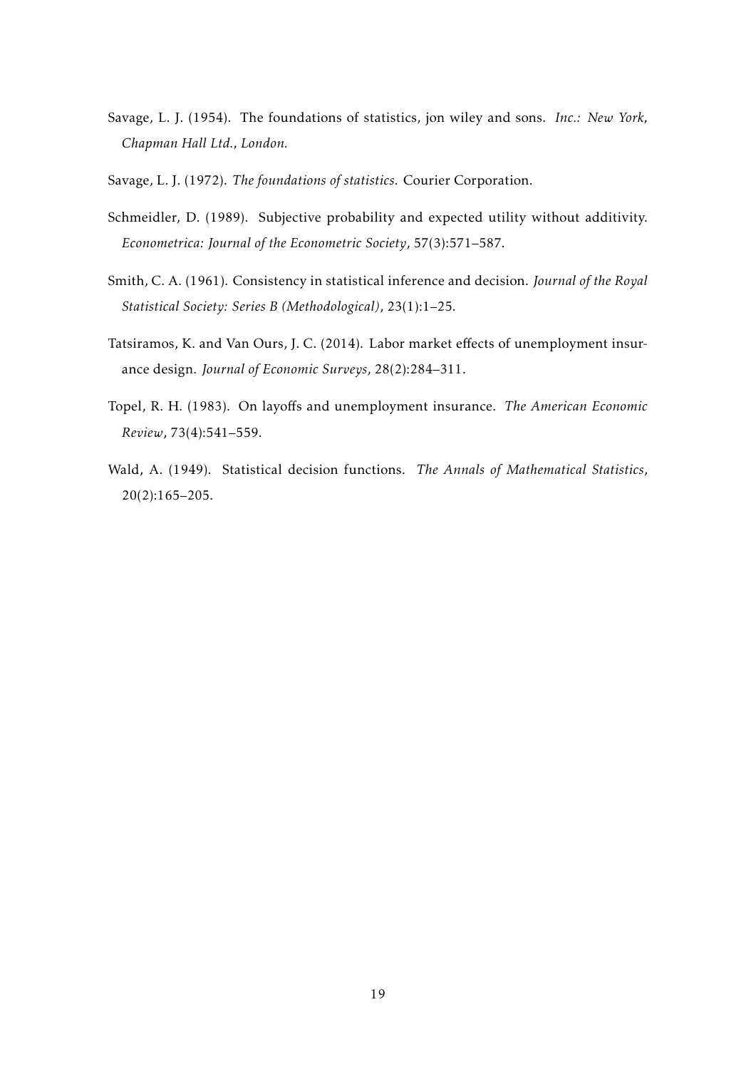Savage, L. J. (1954). The foundations of statistics, jon wiley and sons. *Inc.: New York, Chapman Hall Ltd., London.*

Savage, L. J. (1972). *The foundations of statistics*. Courier Corporation.

Schmeidler, D. (1989). Subjective probability and expected utility without additivity. *Econometrica: Journal of the Econometric Society*, 57(3):571–587.

Smith, C. A. (1961). Consistency in statistical inference and decision. *Journal of the Royal Statistical Society: Series B (Methodological)*, 23(1):1–25.

Tatsiramos, K. and Van Ours, J. C. (2014). Labor market effects of unemployment insurance design. *Journal of Economic Surveys*, 28(2):284–311.

Topel, R. H. (1983). On layoffs and unemployment insurance. *The American Economic Review*, 73(4):541–559.

Wald, A. (1949). Statistical decision functions. *The Annals of Mathematical Statistics*, 20(2):165–205.